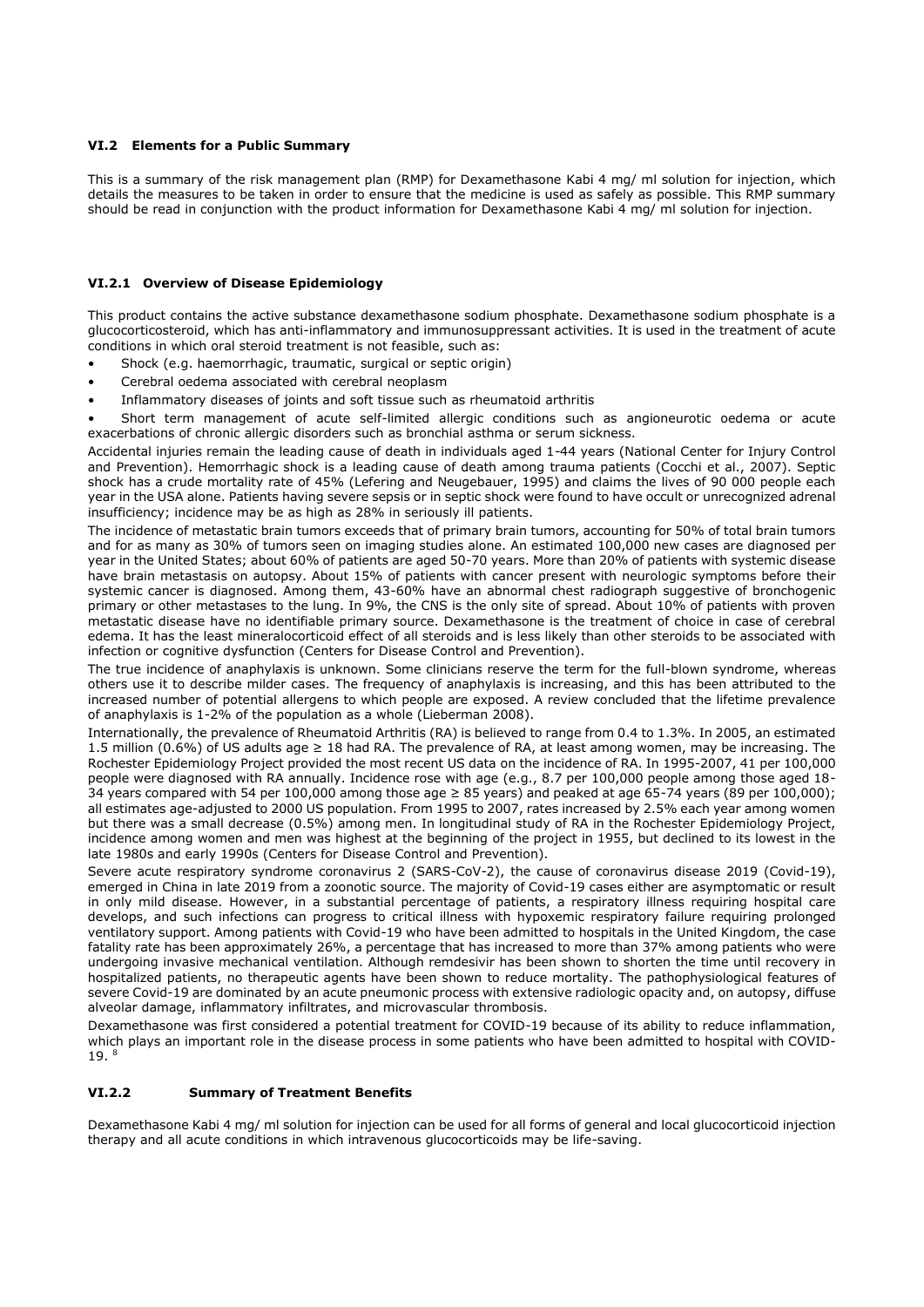### VI.2 Elements for a Public Summary

This is a summary of the risk management plan (RMP) for Dexamethasone Kabi 4 mg/ ml solution for injection, which details the measures to be taken in order to ensure that the medicine is used as safely as possible. This RMP summary should be read in conjunction with the product information for Dexamethasone Kabi 4 mg/ ml solution for injection.

#### VI.2.1 Overview of Disease Epidemiology

This product contains the active substance dexamethasone sodium phosphate. Dexamethasone sodium phosphate is a glucocorticosteroid, which has anti-inflammatory and immunosuppressant activities. It is used in the treatment of acute conditions in which oral steroid treatment is not feasible, such as:

- Shock (e.g. haemorrhagic, traumatic, surgical or septic origin)
- Cerebral oedema associated with cerebral neoplasm
- Inflammatory diseases of joints and soft tissue such as rheumatoid arthritis
- Short term management of acute self-limited allergic conditions such as angioneurotic oedema or acute exacerbations of chronic allergic disorders such as bronchial asthma or serum sickness.

Accidental injuries remain the leading cause of death in individuals aged 1-44 years (National Center for Injury Control and Prevention). Hemorrhagic shock is a leading cause of death among trauma patients (Cocchi et al., 2007). Septic shock has a crude mortality rate of 45% (Lefering and Neugebauer, 1995) and claims the lives of 90 000 people each year in the USA alone. Patients having severe sepsis or in septic shock were found to have occult or unrecognized adrenal insufficiency; incidence may be as high as 28% in seriously ill patients.

The incidence of metastatic brain tumors exceeds that of primary brain tumors, accounting for 50% of total brain tumors and for as many as 30% of tumors seen on imaging studies alone. An estimated 100,000 new cases are diagnosed per year in the United States; about 60% of patients are aged 50-70 years. More than 20% of patients with systemic disease have brain metastasis on autopsy. About 15% of patients with cancer present with neurologic symptoms before their systemic cancer is diagnosed. Among them, 43-60% have an abnormal chest radiograph suggestive of bronchogenic primary or other metastases to the lung. In 9%, the CNS is the only site of spread. About 10% of patients with proven metastatic disease have no identifiable primary source. Dexamethasone is the treatment of choice in case of cerebral edema. It has the least mineralocorticoid effect of all steroids and is less likely than other steroids to be associated with infection or cognitive dysfunction (Centers for Disease Control and Prevention).

The true incidence of anaphylaxis is unknown. Some clinicians reserve the term for the full-blown syndrome, whereas others use it to describe milder cases. The frequency of anaphylaxis is increasing, and this has been attributed to the increased number of potential allergens to which people are exposed. A review concluded that the lifetime prevalence of anaphylaxis is 1-2% of the population as a whole (Lieberman 2008).

Internationally, the prevalence of Rheumatoid Arthritis (RA) is believed to range from 0.4 to 1.3%. In 2005, an estimated 1.5 million (0.6%) of US adults age ≥ 18 had RA. The prevalence of RA, at least among women, may be increasing. The Rochester Epidemiology Project provided the most recent US data on the incidence of RA. In 1995-2007, 41 per 100,000 people were diagnosed with RA annually. Incidence rose with age (e.g., 8.7 per 100,000 people among those aged 18-34 years compared with 54 per 100,000 among those age ≥ 85 years) and peaked at age 65-74 years (89 per 100,000); all estimates age-adjusted to 2000 US population. From 1995 to 2007, rates increased by 2.5% each year among women but there was a small decrease (0.5%) among men. In longitudinal study of RA in the Rochester Epidemiology Project, incidence among women and men was highest at the beginning of the project in 1955, but declined to its lowest in the late 1980s and early 1990s (Centers for Disease Control and Prevention).

Severe acute respiratory syndrome coronavirus 2 (SARS-CoV-2), the cause of coronavirus disease 2019 (Covid-19), emerged in China in late 2019 from a zoonotic source. The majority of Covid-19 cases either are asymptomatic or result in only mild disease. However, in a substantial percentage of patients, a respiratory illness requiring hospital care develops, and such infections can progress to critical illness with hypoxemic respiratory failure requiring prolonged ventilatory support. Among patients with Covid-19 who have been admitted to hospitals in the United Kingdom, the case fatality rate has been approximately 26%, a percentage that has increased to more than 37% among patients who were undergoing invasive mechanical ventilation. Although remdesivir has been shown to shorten the time until recovery in hospitalized patients, no therapeutic agents have been shown to reduce mortality. The pathophysiological features of severe Covid-19 are dominated by an acute pneumonic process with extensive radiologic opacity and, on autopsy, diffuse alveolar damage, inflammatory infiltrates, and microvascular thrombosis.

Dexamethasone was first considered a potential treatment for COVID-19 because of its ability to reduce inflammation, which plays an important role in the disease process in some patients who have been admitted to hospital with COVID-19. [8]

#### VI.2.2 Summary of Treatment Benefits

Dexamethasone Kabi 4 mg/ ml solution for injection can be used for all forms of general and local glucocorticoid injection therapy and all acute conditions in which intravenous glucocorticoids may be life-saving.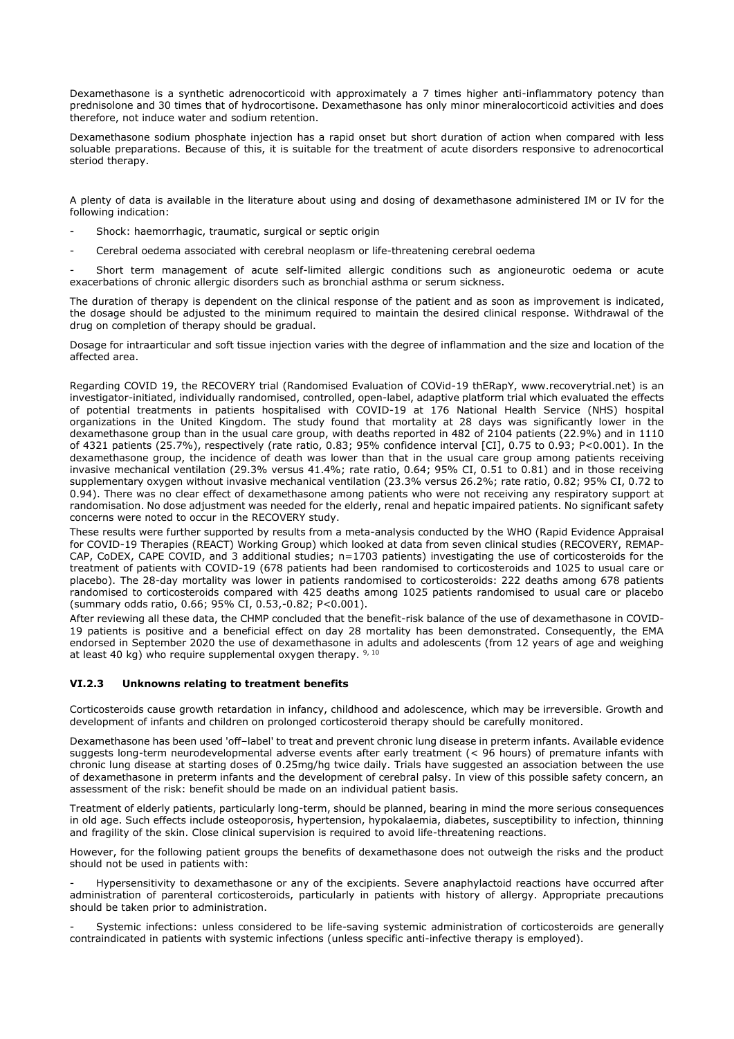Dexamethasone is a synthetic adrenocorticoid with approximately a 7 times higher anti-inflammatory potency than prednisolone and 30 times that of hydrocortisone. Dexamethasone has only minor mineralocorticoid activities and does therefore, not induce water and sodium retention.

Dexamethasone sodium phosphate injection has a rapid onset but short duration of action when compared with less soluable preparations. Because of this, it is suitable for the treatment of acute disorders responsive to adrenocortical steriod therapy.

A plenty of data is available in the literature about using and dosing of dexamethasone administered IM or IV for the following indication:

- Shock: haemorrhagic, traumatic, surgical or septic origin
- Cerebral oedema associated with cerebral neoplasm or life-threatening cerebral oedema
- Short term management of acute self-limited allergic conditions such as angioneurotic oedema or acute exacerbations of chronic allergic disorders such as bronchial asthma or serum sickness.

The duration of therapy is dependent on the clinical response of the patient and as soon as improvement is indicated, the dosage should be adjusted to the minimum required to maintain the desired clinical response. Withdrawal of the drug on completion of therapy should be gradual.

Dosage for intraarticular and soft tissue injection varies with the degree of inflammation and the size and location of the affected area.

Regarding COVID 19, the RECOVERY trial (Randomised Evaluation of COVid-19 thERapY, www.recoverytrial.net) is an investigator-initiated, individually randomised, controlled, open-label, adaptive platform trial which evaluated the effects of potential treatments in patients hospitalised with COVID-19 at 176 National Health Service (NHS) hospital organizations in the United Kingdom. The study found that mortality at 28 days was significantly lower in the dexamethasone group than in the usual care group, with deaths reported in 482 of 2104 patients (22.9%) and in 1110 of 4321 patients (25.7%), respectively (rate ratio, 0.83; 95% confidence interval [CI], 0.75 to 0.93; P<0.001). In the dexamethasone group, the incidence of death was lower than that in the usual care group among patients receiving invasive mechanical ventilation (29.3% versus 41.4%; rate ratio, 0.64; 95% CI, 0.51 to 0.81) and in those receiving supplementary oxygen without invasive mechanical ventilation (23.3% versus 26.2%; rate ratio, 0.82; 95% CI, 0.72 to 0.94). There was no clear effect of dexamethasone among patients who were not receiving any respiratory support at randomisation. No dose adjustment was needed for the elderly, renal and hepatic impaired patients. No significant safety concerns were noted to occur in the RECOVERY study.

These results were further supported by results from a meta-analysis conducted by the WHO (Rapid Evidence Appraisal for COVID-19 Therapies (REACT) Working Group) which looked at data from seven clinical studies (RECOVERY, REMAP-CAP, CoDEX, CAPE COVID, and 3 additional studies; n=1703 patients) investigating the use of corticosteroids for the treatment of patients with COVID-19 (678 patients had been randomised to corticosteroids and 1025 to usual care or placebo). The 28-day mortality was lower in patients randomised to corticosteroids: 222 deaths among 678 patients randomised to corticosteroids compared with 425 deaths among 1025 patients randomised to usual care or placebo (summary odds ratio, 0.66; 95% CI, 0.53,-0.82; P<0.001).

After reviewing all these data, the CHMP concluded that the benefit-risk balance of the use of dexamethasone in COVID-19 patients is positive and a beneficial effect on day 28 mortality has been demonstrated. Consequently, the EMA endorsed in September 2020 the use of dexamethasone in adults and adolescents (from 12 years of age and weighing at least 40 kg) who require supplemental oxygen therapy. [9, 10]

### VI.2.3 Unknowns relating to treatment benefits

Corticosteroids cause growth retardation in infancy, childhood and adolescence, which may be irreversible. Growth and development of infants and children on prolonged corticosteroid therapy should be carefully monitored.

Dexamethasone has been used 'off–label' to treat and prevent chronic lung disease in preterm infants. Available evidence suggests long-term neurodevelopmental adverse events after early treatment (< 96 hours) of premature infants with chronic lung disease at starting doses of 0.25mg/hg twice daily. Trials have suggested an association between the use of dexamethasone in preterm infants and the development of cerebral palsy. In view of this possible safety concern, an assessment of the risk: benefit should be made on an individual patient basis.

Treatment of elderly patients, particularly long-term, should be planned, bearing in mind the more serious consequences in old age. Such effects include osteoporosis, hypertension, hypokalaemia, diabetes, susceptibility to infection, thinning and fragility of the skin. Close clinical supervision is required to avoid life-threatening reactions.

However, for the following patient groups the benefits of dexamethasone does not outweigh the risks and the product should not be used in patients with:

- Hypersensitivity to dexamethasone or any of the excipients. Severe anaphylactoid reactions have occurred after administration of parenteral corticosteroids, particularly in patients with history of allergy. Appropriate precautions should be taken prior to administration.
- Systemic infections: unless considered to be life-saving systemic administration of corticosteroids are generally contraindicated in patients with systemic infections (unless specific anti-infective therapy is employed).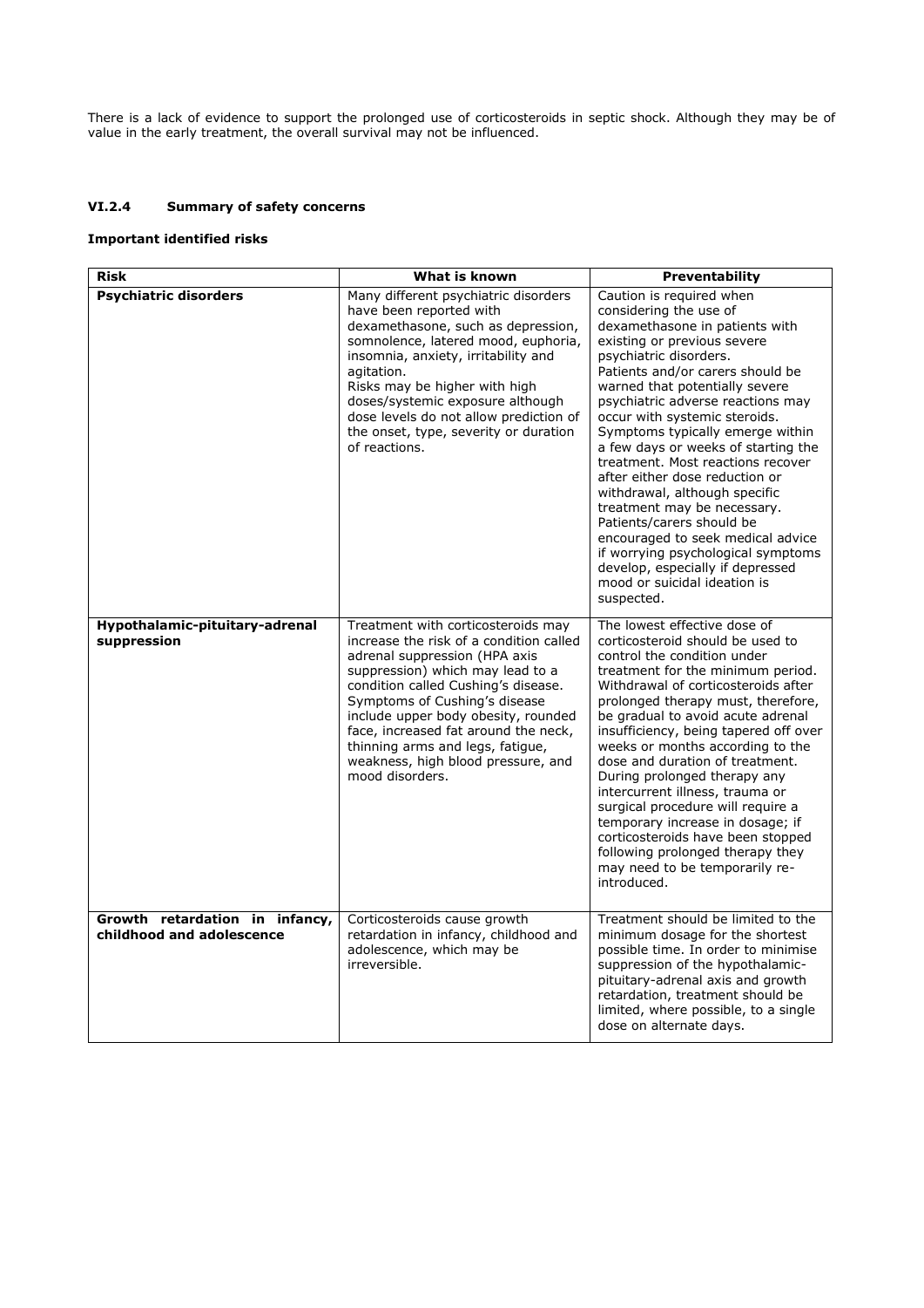There is a lack of evidence to support the prolonged use of corticosteroids in septic shock. Although they may be of value in the early treatment, the overall survival may not be influenced.

### VI.2.4 Summary of safety concerns

**Important identified risks**

| Risk | What is known | Preventability |
|---|---|---|
| **Psychiatric disorders** | Many different psychiatric disorders have been reported with dexamethasone, such as depression, somnolence, latered mood, euphoria, insomnia, anxiety, irritability and agitation. Risks may be higher with high doses/systemic exposure although dose levels do not allow prediction of the onset, type, severity or duration of reactions. | Caution is required when considering the use of dexamethasone in patients with existing or previous severe psychiatric disorders. Patients and/or carers should be warned that potentially severe psychiatric adverse reactions may occur with systemic steroids. Symptoms typically emerge within a few days or weeks of starting the treatment. Most reactions recover after either dose reduction or withdrawal, although specific treatment may be necessary. Patients/carers should be encouraged to seek medical advice if worrying psychological symptoms develop, especially if depressed mood or suicidal ideation is suspected. |
| **Hypothalamic-pituitary-adrenal suppression** | Treatment with corticosteroids may increase the risk of a condition called adrenal suppression (HPA axis suppression) which may lead to a condition called Cushing's disease. Symptoms of Cushing's disease include upper body obesity, rounded face, increased fat around the neck, thinning arms and legs, fatigue, weakness, high blood pressure, and mood disorders. | The lowest effective dose of corticosteroid should be used to control the condition under treatment for the minimum period. Withdrawal of corticosteroids after prolonged therapy must, therefore, be gradual to avoid acute adrenal insufficiency, being tapered off over weeks or months according to the dose and duration of treatment. During prolonged therapy any intercurrent illness, trauma or surgical procedure will require a temporary increase in dosage; if corticosteroids have been stopped following prolonged therapy they may need to be temporarily re-introduced. |
| **Growth retardation in infancy, childhood and adolescence** | Corticosteroids cause growth retardation in infancy, childhood and adolescence, which may be irreversible. | Treatment should be limited to the minimum dosage for the shortest possible time. In order to minimise suppression of the hypothalamic-pituitary-adrenal axis and growth retardation, treatment should be limited, where possible, to a single dose on alternate days. |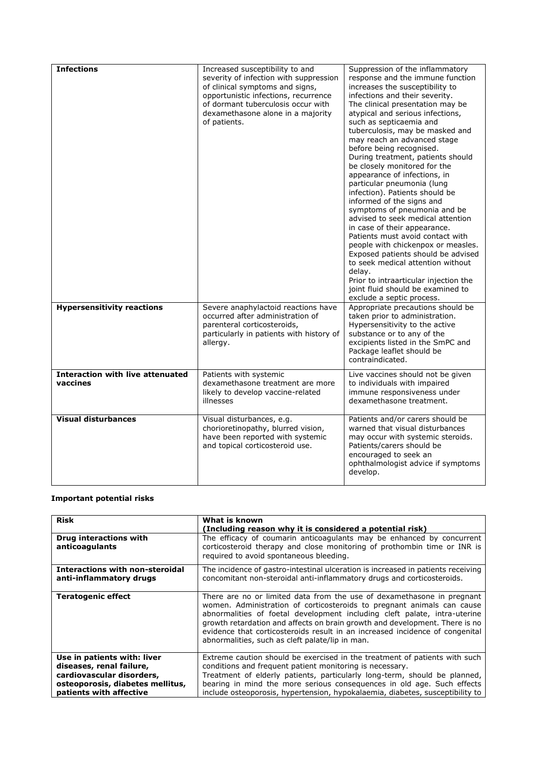| | | |
|---|---|---|
| **Infections** | Increased susceptibility to and severity of infection with suppression of clinical symptoms and signs, opportunistic infections, recurrence of dormant tuberculosis occur with dexamethasone alone in a majority of patients. | Suppression of the inflammatory response and the immune function increases the susceptibility to infections and their severity. The clinical presentation may be atypical and serious infections, such as septicaemia and tuberculosis, may be masked and may reach an advanced stage before being recognised. During treatment, patients should be closely monitored for the appearance of infections, in particular pneumonia (lung infection). Patients should be informed of the signs and symptoms of pneumonia and be advised to seek medical attention in case of their appearance. Patients must avoid contact with people with chickenpox or measles. Exposed patients should be advised to seek medical attention without delay. Prior to intraarticular injection the joint fluid should be examined to exclude a septic process. |
| **Hypersensitivity reactions** | Severe anaphylactoid reactions have occurred after administration of parenteral corticosteroids, particularly in patients with history of allergy. | Appropriate precautions should be taken prior to administration. Hypersensitivity to the active substance or to any of the excipients listed in the SmPC and Package leaflet should be contraindicated. |
| **Interaction with live attenuated vaccines** | Patients with systemic dexamethasone treatment are more likely to develop vaccine-related illnesses | Live vaccines should not be given to individuals with impaired immune responsiveness under dexamethasone treatment. |
| **Visual disturbances** | Visual disturbances, e.g. chorioretinopathy, blurred vision, have been reported with systemic and topical corticosteroid use. | Patients and/or carers should be warned that visual disturbances may occur with systemic steroids. Patients/carers should be encouraged to seek an ophthalmologist advice if symptoms develop. |

**Important potential risks**

| **Risk** | **What is known (Including reason why it is considered a potential risk)** |
|---|---|
| **Drug interactions with anticoagulants** | The efficacy of coumarin anticoagulants may be enhanced by concurrent corticosteroid therapy and close monitoring of prothombin time or INR is required to avoid spontaneous bleeding. |
| **Interactions with non-steroidal anti-inflammatory drugs** | The incidence of gastro-intestinal ulceration is increased in patients receiving concomitant non-steroidal anti-inflammatory drugs and corticosteroids. |
| **Teratogenic effect** | There are no or limited data from the use of dexamethasone in pregnant women. Administration of corticosteroids to pregnant animals can cause abnormalities of foetal development including cleft palate, intra-uterine growth retardation and affects on brain growth and development. There is no evidence that corticosteroids result in an increased incidence of congenital abnormalities, such as cleft palate/lip in man. |
| **Use in patients with: liver diseases, renal failure, cardiovascular disorders, osteoporosis, diabetes mellitus, patients with affective** | Extreme caution should be exercised in the treatment of patients with such conditions and frequent patient monitoring is necessary. Treatment of elderly patients, particularly long-term, should be planned, bearing in mind the more serious consequences in old age. Such effects include osteoporosis, hypertension, hypokalaemia, diabetes, susceptibility to |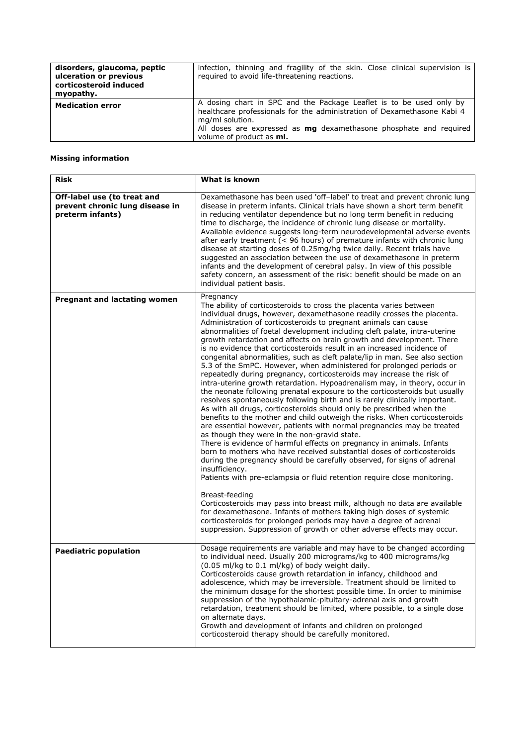| | |
|---|---|
| **disorders, glaucoma, peptic ulceration or previous corticosteroid induced myopathy.** | infection, thinning and fragility of the skin. Close clinical supervision is required to avoid life-threatening reactions. |
| **Medication error** | A dosing chart in SPC and the Package Leaflet is to be used only by healthcare professionals for the administration of Dexamethasone Kabi 4 mg/ml solution.<br>All doses are expressed as **mg** dexamethasone phosphate and required volume of product as **ml.** |

**Missing information**

| Risk | What is known |
|---|---|
| **Off-label use (to treat and prevent chronic lung disease in preterm infants)** | Dexamethasone has been used 'off–label' to treat and prevent chronic lung disease in preterm infants. Clinical trials have shown a short term benefit in reducing ventilator dependence but no long term benefit in reducing time to discharge, the incidence of chronic lung disease or mortality. Available evidence suggests long-term neurodevelopmental adverse events after early treatment (< 96 hours) of premature infants with chronic lung disease at starting doses of 0.25mg/hg twice daily. Recent trials have suggested an association between the use of dexamethasone in preterm infants and the development of cerebral palsy. In view of this possible safety concern, an assessment of the risk: benefit should be made on an individual patient basis. |
| **Pregnant and lactating women** | Pregnancy<br>The ability of corticosteroids to cross the placenta varies between individual drugs, however, dexamethasone readily crosses the placenta. Administration of corticosteroids to pregnant animals can cause abnormalities of foetal development including cleft palate, intra-uterine growth retardation and affects on brain growth and development. There is no evidence that corticosteroids result in an increased incidence of congenital abnormalities, such as cleft palate/lip in man. See also section 5.3 of the SmPC. However, when administered for prolonged periods or repeatedly during pregnancy, corticosteroids may increase the risk of intra-uterine growth retardation. Hypoadrenalism may, in theory, occur in the neonate following prenatal exposure to the corticosteroids but usually resolves spontaneously following birth and is rarely clinically important. As with all drugs, corticosteroids should only be prescribed when the benefits to the mother and child outweigh the risks. When corticosteroids are essential however, patients with normal pregnancies may be treated as though they were in the non-gravid state.<br>There is evidence of harmful effects on pregnancy in animals. Infants born to mothers who have received substantial doses of corticosteroids during the pregnancy should be carefully observed, for signs of adrenal insufficiency.<br>Patients with pre-eclampsia or fluid retention require close monitoring.<br><br>Breast-feeding<br>Corticosteroids may pass into breast milk, although no data are available for dexamethasone. Infants of mothers taking high doses of systemic corticosteroids for prolonged periods may have a degree of adrenal suppression. Suppression of growth or other adverse effects may occur. |
| **Paediatric population** | Dosage requirements are variable and may have to be changed according to individual need. Usually 200 micrograms/kg to 400 micrograms/kg (0.05 ml/kg to 0.1 ml/kg) of body weight daily.<br>Corticosteroids cause growth retardation in infancy, childhood and adolescence, which may be irreversible. Treatment should be limited to the minimum dosage for the shortest possible time. In order to minimise suppression of the hypothalamic-pituitary-adrenal axis and growth retardation, treatment should be limited, where possible, to a single dose on alternate days.<br>Growth and development of infants and children on prolonged corticosteroid therapy should be carefully monitored. |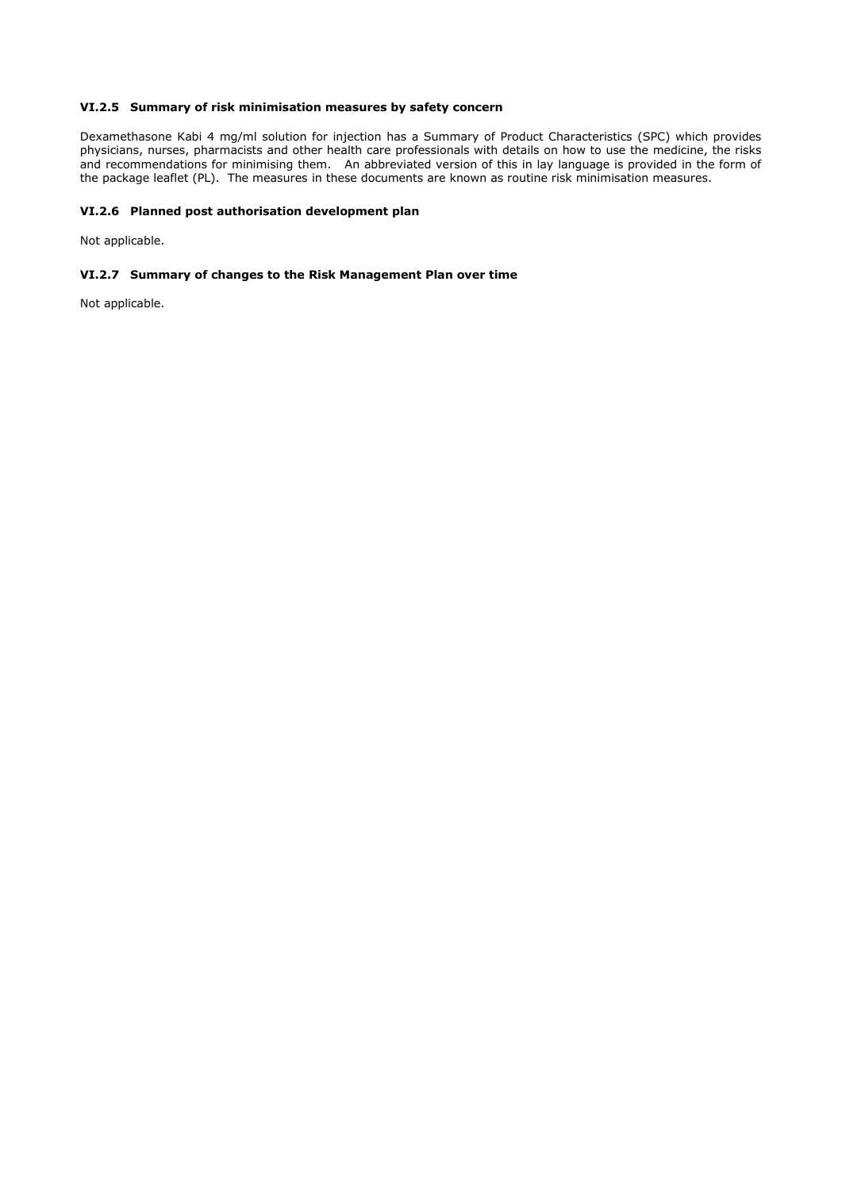### VI.2.5 Summary of risk minimisation measures by safety concern

Dexamethasone Kabi 4 mg/ml solution for injection has a Summary of Product Characteristics (SPC) which provides physicians, nurses, pharmacists and other health care professionals with details on how to use the medicine, the risks and recommendations for minimising them. An abbreviated version of this in lay language is provided in the form of the package leaflet (PL). The measures in these documents are known as routine risk minimisation measures.

### VI.2.6 Planned post authorisation development plan

Not applicable.

### VI.2.7 Summary of changes to the Risk Management Plan over time

Not applicable.